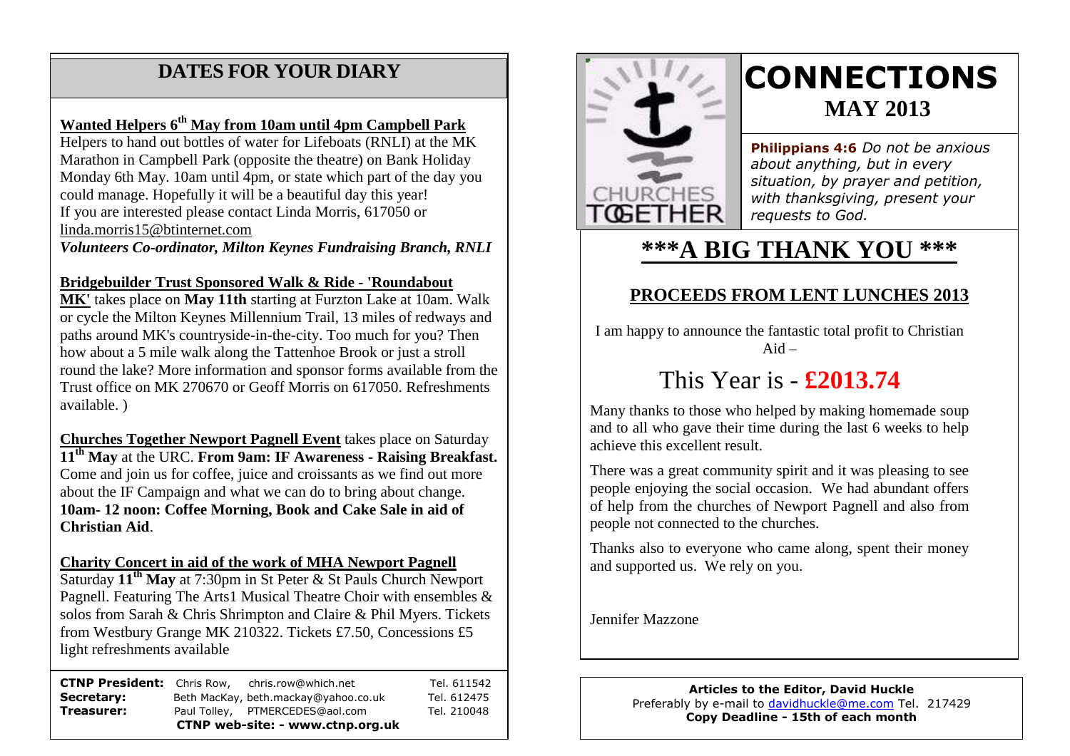## DATES FOR YOUR DIARY

**Wanted Helpers 6th May from 10am until 4pm Campbell Park**

Helpers to hand out bottles of water for Lifeboats (RNLI) at the MK Marathon in Campbell Park (opposite the theatre) on Bank Holiday Monday 6th May. 10am until 4pm, or state which part of the day you could manage. Hopefully it will be a beautiful day this year!
If you are interested please contact Linda Morris, 617050 or linda.morris15@btinternet.com
*Volunteers Co-ordinator, Milton Keynes Fundraising Branch, RNLI*

**Bridgebuilder Trust Sponsored Walk & Ride - 'Roundabout MK'** takes place on **May 11th** starting at Furzton Lake at 10am. Walk or cycle the Milton Keynes Millennium Trail, 13 miles of redways and paths around MK's countryside-in-the-city. Too much for you? Then how about a 5 mile walk along the Tattenhoe Brook or just a stroll round the lake? More information and sponsor forms available from the Trust office on MK 270670 or Geoff Morris on 617050. Refreshments available. )

**Churches Together Newport Pagnell Event** takes place on Saturday **11th May** at the URC. **From 9am: IF Awareness - Raising Breakfast.** Come and join us for coffee, juice and croissants as we find out more about the IF Campaign and what we can do to bring about change. **10am- 12 noon: Coffee Morning, Book and Cake Sale in aid of Christian Aid**.

**Charity Concert in aid of the work of MHA Newport Pagnell**
Saturday **11th May** at 7:30pm in St Peter & St Pauls Church Newport Pagnell. Featuring The Arts1 Musical Theatre Choir with ensembles & solos from Sarah & Chris Shrimpton and Claire & Phil Myers. Tickets from Westbury Grange MK 210322. Tickets £7.50, Concessions £5 light refreshments available

**CTNP President:** Chris Row, chris.row@which.net Tel. 611542
**Secretary:** Beth MacKay, beth.mackay@yahoo.co.uk Tel. 612475
**Treasurer:** Paul Tolley, PTMERCEDES@aol.com Tel. 210048
**CTNP web-site: - www.ctnp.org.uk**

# CONNECTIONS
## MAY 2013

**Philippians 4:6** *Do not be anxious about anything, but in every situation, by prayer and petition, with thanksgiving, present your requests to God.*

## \*\*\*A BIG THANK YOU \*\*\*

### PROCEEDS FROM LENT LUNCHES 2013

I am happy to announce the fantastic total profit to Christian Aid –

This Year is - **£2013.74**

Many thanks to those who helped by making homemade soup and to all who gave their time during the last 6 weeks to help achieve this excellent result.

There was a great community spirit and it was pleasing to see people enjoying the social occasion. We had abundant offers of help from the churches of Newport Pagnell and also from people not connected to the churches.

Thanks also to everyone who came along, spent their money and supported us. We rely on you.

Jennifer Mazzone

**Articles to the Editor, David Huckle**
Preferably by e-mail to davidhuckle@me.com Tel. 217429
**Copy Deadline - 15th of each month**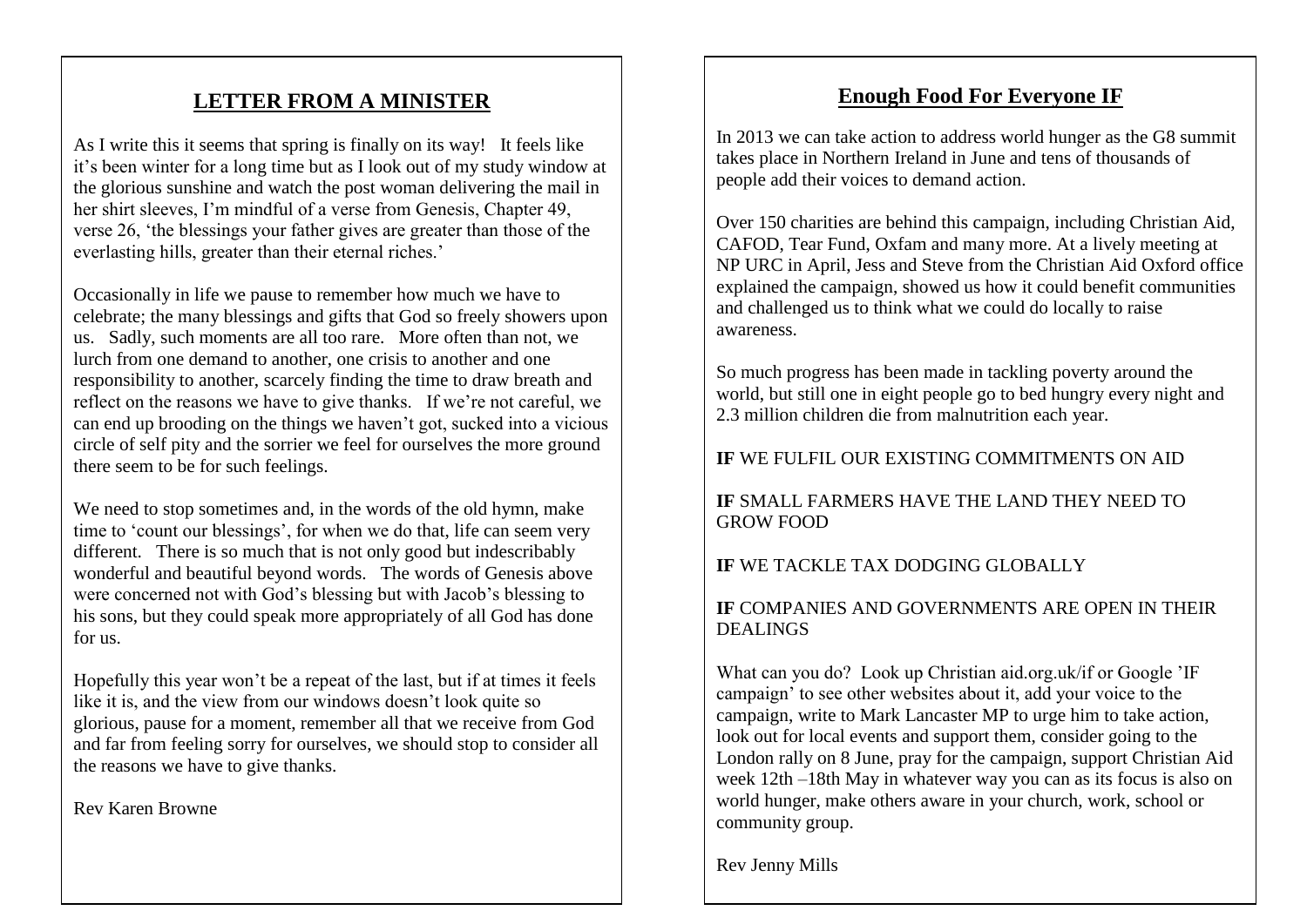## LETTER FROM A MINISTER

As I write this it seems that spring is finally on its way! It feels like it's been winter for a long time but as I look out of my study window at the glorious sunshine and watch the post woman delivering the mail in her shirt sleeves, I'm mindful of a verse from Genesis, Chapter 49, verse 26, 'the blessings your father gives are greater than those of the everlasting hills, greater than their eternal riches.'

Occasionally in life we pause to remember how much we have to celebrate; the many blessings and gifts that God so freely showers upon us. Sadly, such moments are all too rare. More often than not, we lurch from one demand to another, one crisis to another and one responsibility to another, scarcely finding the time to draw breath and reflect on the reasons we have to give thanks. If we're not careful, we can end up brooding on the things we haven't got, sucked into a vicious circle of self pity and the sorrier we feel for ourselves the more ground there seem to be for such feelings.

We need to stop sometimes and, in the words of the old hymn, make time to 'count our blessings', for when we do that, life can seem very different. There is so much that is not only good but indescribably wonderful and beautiful beyond words. The words of Genesis above were concerned not with God's blessing but with Jacob's blessing to his sons, but they could speak more appropriately of all God has done for us.

Hopefully this year won't be a repeat of the last, but if at times it feels like it is, and the view from our windows doesn't look quite so glorious, pause for a moment, remember all that we receive from God and far from feeling sorry for ourselves, we should stop to consider all the reasons we have to give thanks.

Rev Karen Browne

## Enough Food For Everyone IF

In 2013 we can take action to address world hunger as the G8 summit takes place in Northern Ireland in June and tens of thousands of people add their voices to demand action.

Over 150 charities are behind this campaign, including Christian Aid, CAFOD, Tear Fund, Oxfam and many more. At a lively meeting at NP URC in April, Jess and Steve from the Christian Aid Oxford office explained the campaign, showed us how it could benefit communities and challenged us to think what we could do locally to raise awareness.

So much progress has been made in tackling poverty around the world, but still one in eight people go to bed hungry every night and 2.3 million children die from malnutrition each year.

**IF** WE FULFIL OUR EXISTING COMMITMENTS ON AID

**IF** SMALL FARMERS HAVE THE LAND THEY NEED TO GROW FOOD

**IF** WE TACKLE TAX DODGING GLOBALLY

**IF** COMPANIES AND GOVERNMENTS ARE OPEN IN THEIR DEALINGS

What can you do? Look up Christian aid.org.uk/if or Google 'IF campaign' to see other websites about it, add your voice to the campaign, write to Mark Lancaster MP to urge him to take action, look out for local events and support them, consider going to the London rally on 8 June, pray for the campaign, support Christian Aid week 12th –18th May in whatever way you can as its focus is also on world hunger, make others aware in your church, work, school or community group.

Rev Jenny Mills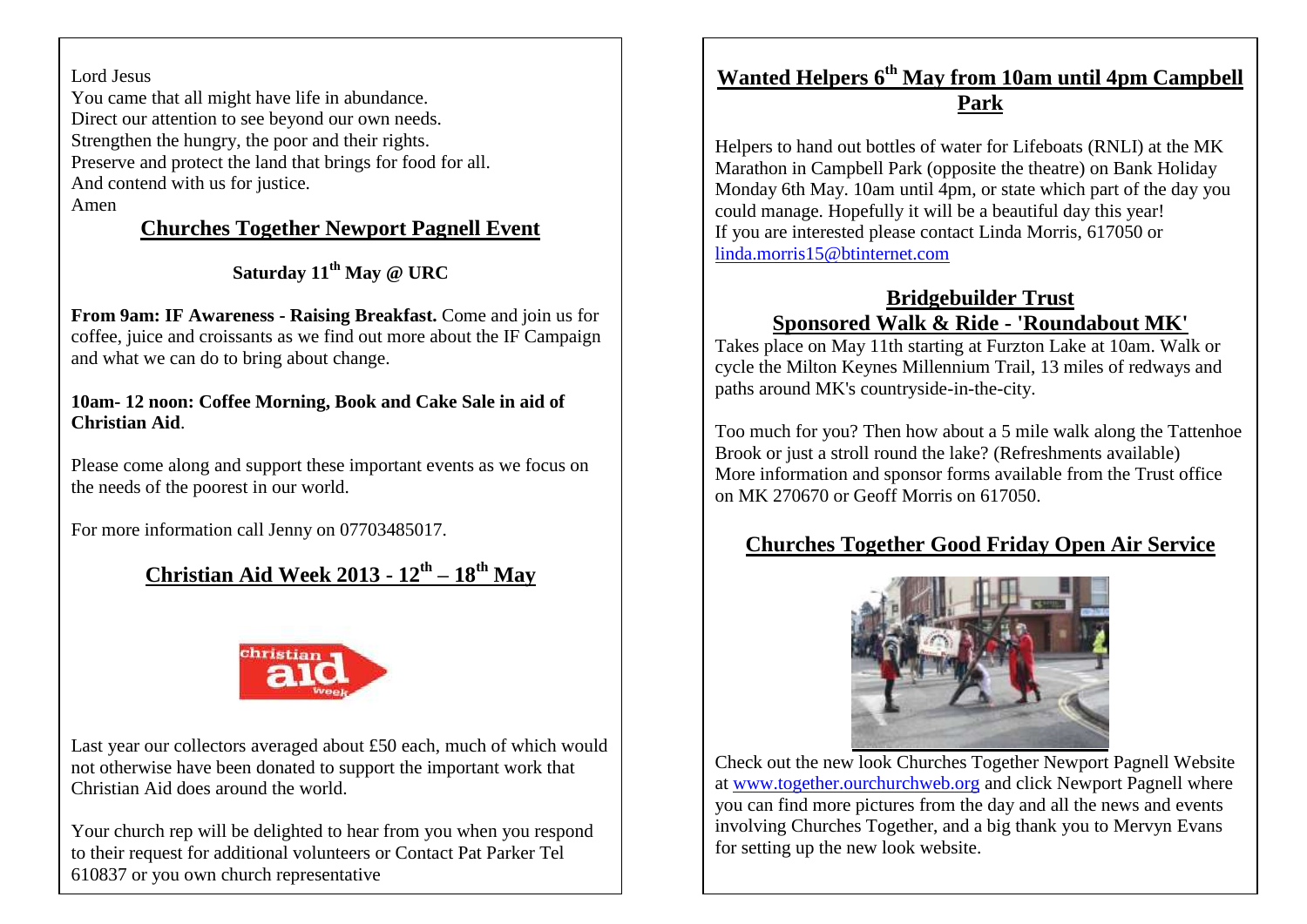Lord Jesus
You came that all might have life in abundance.
Direct our attention to see beyond our own needs.
Strengthen the hungry, the poor and their rights.
Preserve and protect the land that brings for food for all.
And contend with us for justice.
Amen

## Churches Together Newport Pagnell Event

**Saturday 11th May @ URC**

**From 9am: IF Awareness - Raising Breakfast.** Come and join us for coffee, juice and croissants as we find out more about the IF Campaign and what we can do to bring about change.

**10am- 12 noon: Coffee Morning, Book and Cake Sale in aid of Christian Aid**.

Please come along and support these important events as we focus on the needs of the poorest in our world.

For more information call Jenny on 07703485017.

## Christian Aid Week 2013 - 12th – 18th May

christian aid week

Last year our collectors averaged about £50 each, much of which would not otherwise have been donated to support the important work that Christian Aid does around the world.

Your church rep will be delighted to hear from you when you respond to their request for additional volunteers or Contact Pat Parker Tel 610837 or you own church representative

## Wanted Helpers 6th May from 10am until 4pm Campbell Park

Helpers to hand out bottles of water for Lifeboats (RNLI) at the MK Marathon in Campbell Park (opposite the theatre) on Bank Holiday Monday 6th May. 10am until 4pm, or state which part of the day you could manage. Hopefully it will be a beautiful day this year!
If you are interested please contact Linda Morris, 617050 or linda.morris15@btinternet.com

## Bridgebuilder Trust
## Sponsored Walk & Ride - 'Roundabout MK'

Takes place on May 11th starting at Furzton Lake at 10am. Walk or cycle the Milton Keynes Millennium Trail, 13 miles of redways and paths around MK's countryside-in-the-city.

Too much for you? Then how about a 5 mile walk along the Tattenhoe Brook or just a stroll round the lake? (Refreshments available)
More information and sponsor forms available from the Trust office on MK 270670 or Geoff Morris on 617050.

## Churches Together Good Friday Open Air Service

Check out the new look Churches Together Newport Pagnell Website at www.together.ourchurchweb.org and click Newport Pagnell where you can find more pictures from the day and all the news and events involving Churches Together, and a big thank you to Mervyn Evans for setting up the new look website.